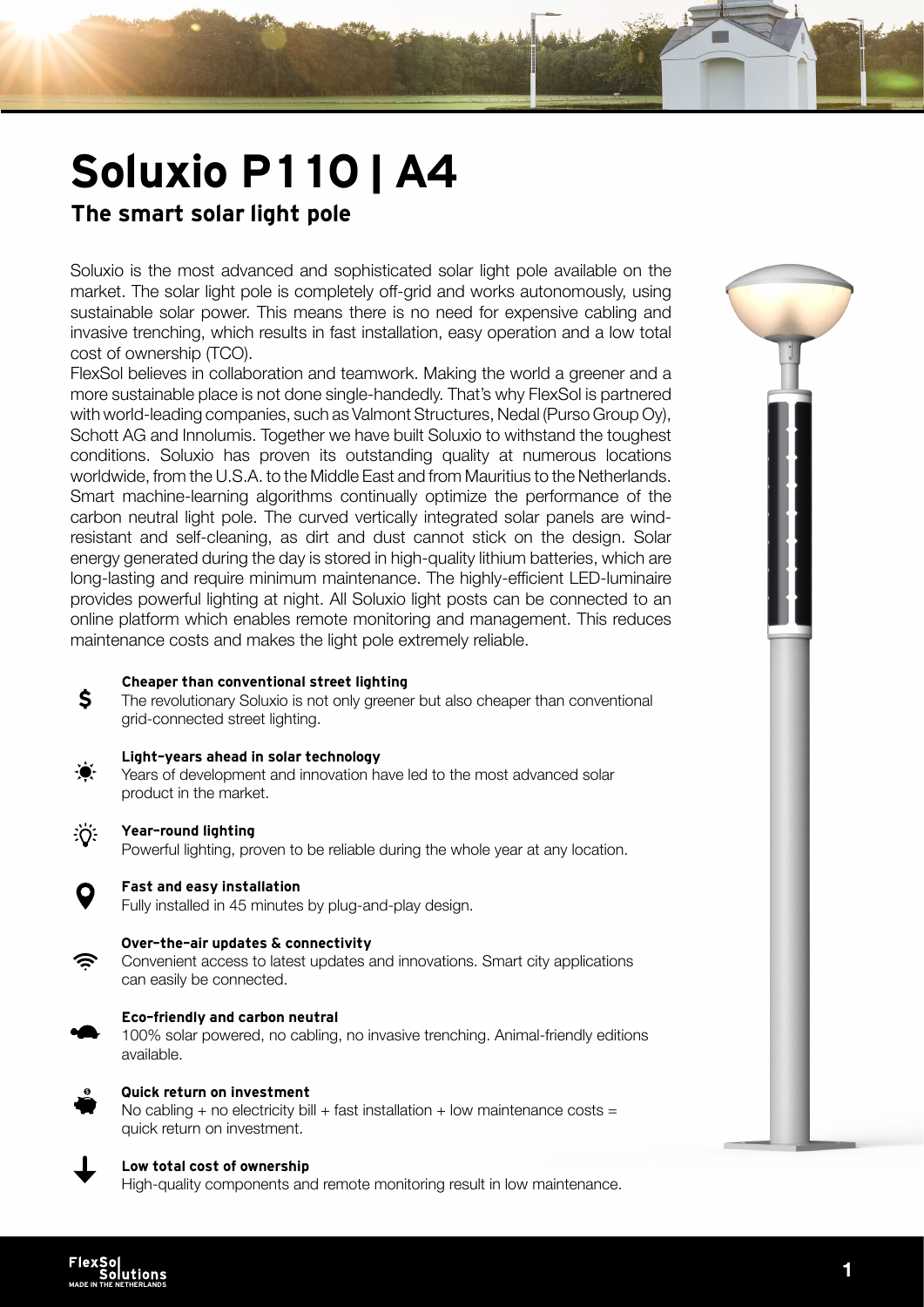# Soluxio P110 | A4

## The smart solar light pole

Soluxio is the most advanced and sophisticated solar light pole available on the market. The solar light pole is completely off-grid and works autonomously, using sustainable solar power. This means there is no need for expensive cabling and invasive trenching, which results in fast installation, easy operation and a low total cost of ownership (TCO).

FlexSol believes in collaboration and teamwork. Making the world a greener and a more sustainable place is not done single-handedly. That's why FlexSol is partnered with world-leading companies, such as Valmont Structures, Nedal (Purso Group Oy), Schott AG and Innolumis. Together we have built Soluxio to withstand the toughest conditions. Soluxio has proven its outstanding quality at numerous locations worldwide, from the U.S.A. to the Middle East and from Mauritius to the Netherlands. Smart machine-learning algorithms continually optimize the performance of the carbon neutral light pole. The curved vertically integrated solar panels are wind-resistant and self-cleaning, as dirt and dust cannot stick on the design. Solar energy generated during the day is stored in high-quality lithium batteries, which are long-lasting and require minimum maintenance. The highly-efficient LED-luminaire provides powerful lighting at night. All Soluxio light posts can be connected to an online platform which enables remote monitoring and management. This reduces maintenance costs and makes the light pole extremely reliable.

**Cheaper than conventional street lighting**
The revolutionary Soluxio is not only greener but also cheaper than conventional grid-connected street lighting.

**Light-years ahead in solar technology**
Years of development and innovation have led to the most advanced solar product in the market.

**Year-round lighting**
Powerful lighting, proven to be reliable during the whole year at any location.

**Fast and easy installation**
Fully installed in 45 minutes by plug-and-play design.

**Over-the-air updates & connectivity**
Convenient access to latest updates and innovations. Smart city applications can easily be connected.

**Eco-friendly and carbon neutral**
100% solar powered, no cabling, no invasive trenching. Animal-friendly editions available.

**Quick return on investment**
No cabling + no electricity bill + fast installation + low maintenance costs = quick return on investment.

**Low total cost of ownership**
High-quality components and remote monitoring result in low maintenance.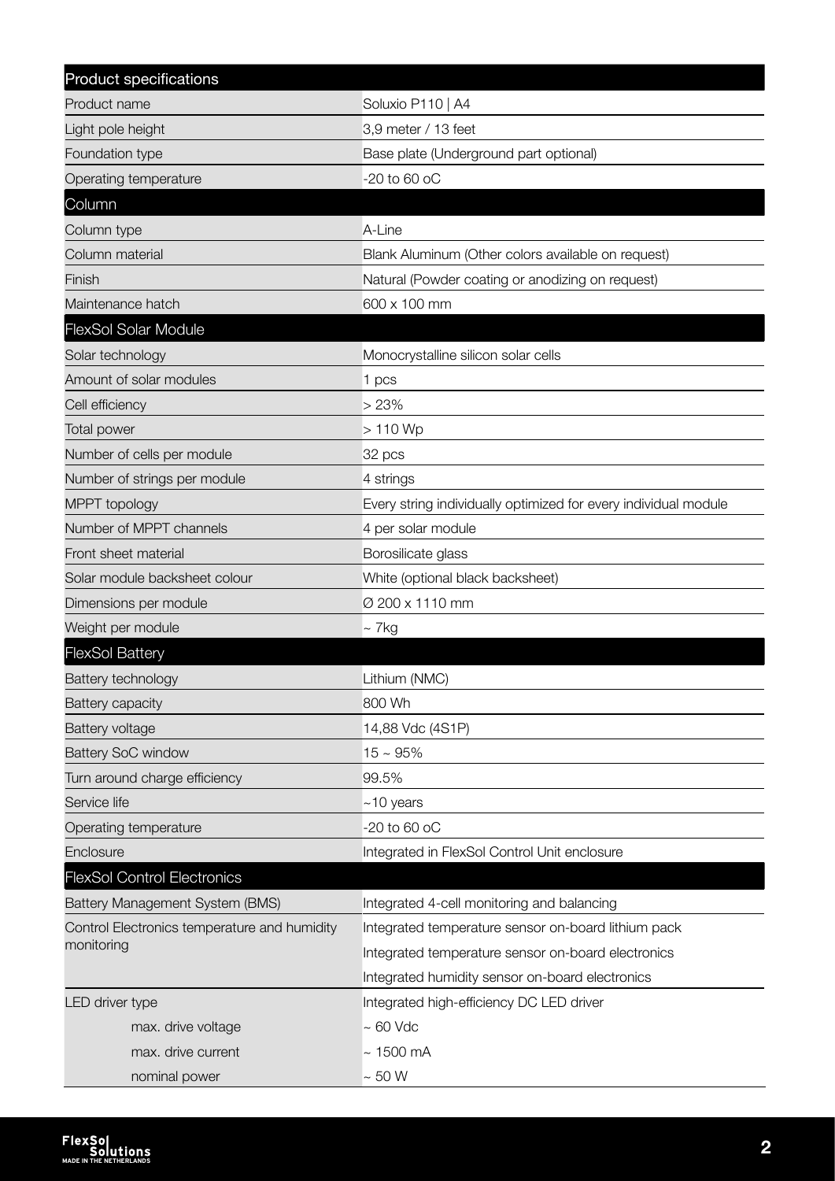| Product specifications | |
|---|---|
| Product name | Soluxio P110 \| A4 |
| Light pole height | 3,9 meter / 13 feet |
| Foundation type | Base plate (Underground part optional) |
| Operating temperature | -20 to 60 oC |
| **Column** | |
| Column type | A-Line |
| Column material | Blank Aluminum (Other colors available on request) |
| Finish | Natural (Powder coating or anodizing on request) |
| Maintenance hatch | 600 x 100 mm |
| **FlexSol Solar Module** | |
| Solar technology | Monocrystalline silicon solar cells |
| Amount of solar modules | 1 pcs |
| Cell efficiency | > 23% |
| Total power | > 110 Wp |
| Number of cells per module | 32 pcs |
| Number of strings per module | 4 strings |
| MPPT topology | Every string individually optimized for every individual module |
| Number of MPPT channels | 4 per solar module |
| Front sheet material | Borosilicate glass |
| Solar module backsheet colour | White (optional black backsheet) |
| Dimensions per module | Ø 200 x 1110 mm |
| Weight per module | ~ 7kg |
| **FlexSol Battery** | |
| Battery technology | Lithium (NMC) |
| Battery capacity | 800 Wh |
| Battery voltage | 14,88 Vdc (4S1P) |
| Battery SoC window | 15 ~ 95% |
| Turn around charge efficiency | 99.5% |
| Service life | ~10 years |
| Operating temperature | -20 to 60 oC |
| Enclosure | Integrated in FlexSol Control Unit enclosure |
| **FlexSol Control Electronics** | |
| Battery Management System (BMS) | Integrated 4-cell monitoring and balancing |
| Control Electronics temperature and humidity monitoring | Integrated temperature sensor on-board lithium pack |
| | Integrated temperature sensor on-board electronics |
| | Integrated humidity sensor on-board electronics |
| LED driver type | Integrated high-efficiency DC LED driver |
| max. drive voltage | ~ 60 Vdc |
| max. drive current | ~ 1500 mA |
| nominal power | ~ 50 W |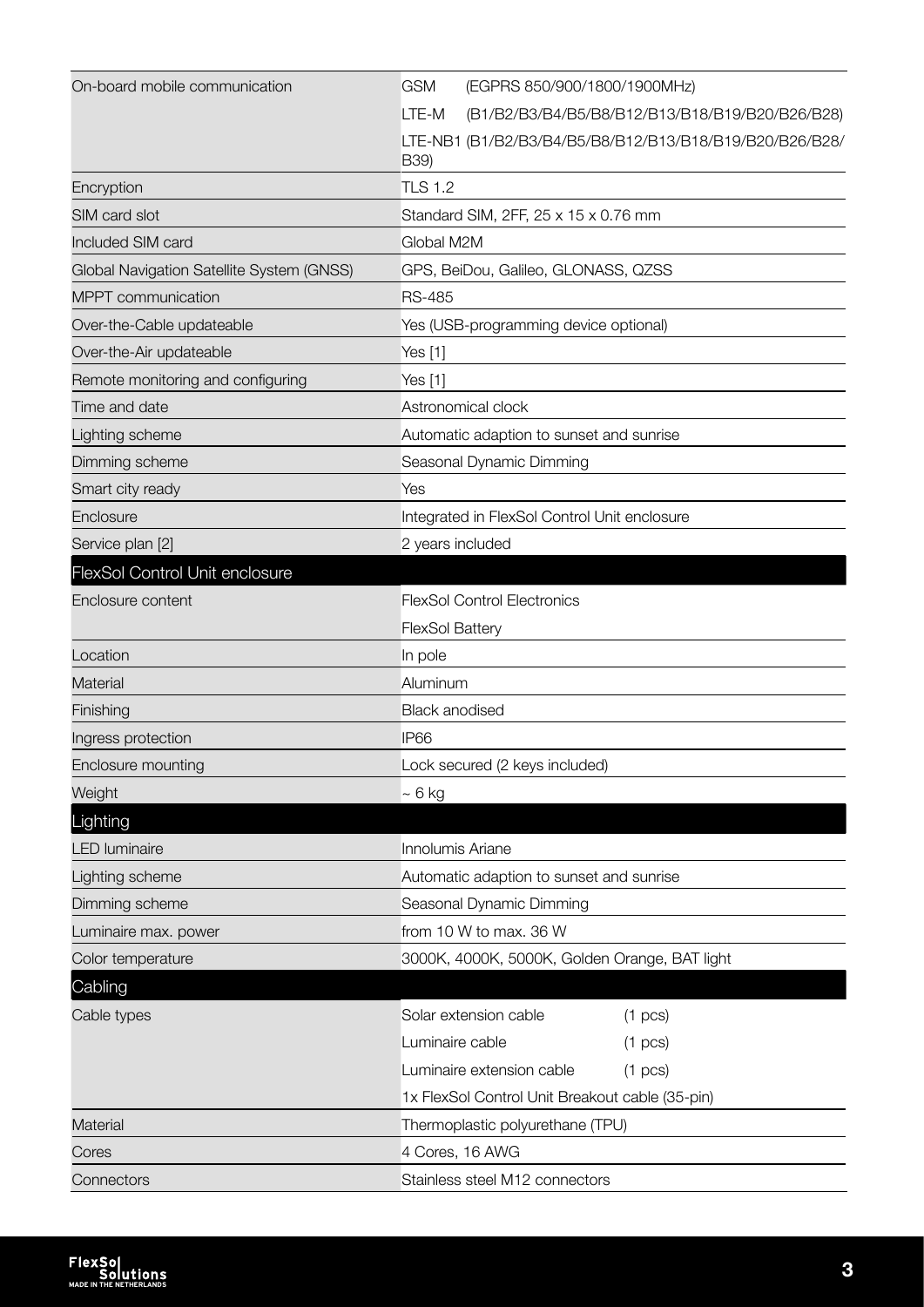| | |
|---|---|
| On-board mobile communication | GSM (EGPRS 850/900/1800/1900MHz) |
| | LTE-M (B1/B2/B3/B4/B5/B8/B12/B13/B18/B19/B20/B26/B28) |
| | LTE-NB1 (B1/B2/B3/B4/B5/B8/B12/B13/B18/B19/B20/B26/B28/B39) |
| Encryption | TLS 1.2 |
| SIM card slot | Standard SIM, 2FF, 25 x 15 x 0.76 mm |
| Included SIM card | Global M2M |
| Global Navigation Satellite System (GNSS) | GPS, BeiDou, Galileo, GLONASS, QZSS |
| MPPT communication | RS-485 |
| Over-the-Cable updateable | Yes (USB-programming device optional) |
| Over-the-Air updateable | Yes [1] |
| Remote monitoring and configuring | Yes [1] |
| Time and date | Astronomical clock |
| Lighting scheme | Automatic adaption to sunset and sunrise |
| Dimming scheme | Seasonal Dynamic Dimming |
| Smart city ready | Yes |
| Enclosure | Integrated in FlexSol Control Unit enclosure |
| Service plan [2] | 2 years included |

## FlexSol Control Unit enclosure

| | |
|---|---|
| Enclosure content | FlexSol Control Electronics |
| | FlexSol Battery |
| Location | In pole |
| Material | Aluminum |
| Finishing | Black anodised |
| Ingress protection | IP66 |
| Enclosure mounting | Lock secured (2 keys included) |
| Weight | ~ 6 kg |

## Lighting

| | |
|---|---|
| LED luminaire | Innolumis Ariane |
| Lighting scheme | Automatic adaption to sunset and sunrise |
| Dimming scheme | Seasonal Dynamic Dimming |
| Luminaire max. power | from 10 W to max. 36 W |
| Color temperature | 3000K, 4000K, 5000K, Golden Orange, BAT light |

## Cabling

| | | |
|---|---|---|
| Cable types | Solar extension cable | (1 pcs) |
| | Luminaire cable | (1 pcs) |
| | Luminaire extension cable | (1 pcs) |
| | 1x FlexSol Control Unit Breakout cable (35-pin) | |
| Material | Thermoplastic polyurethane (TPU) | |
| Cores | 4 Cores, 16 AWG | |
| Connectors | Stainless steel M12 connectors | |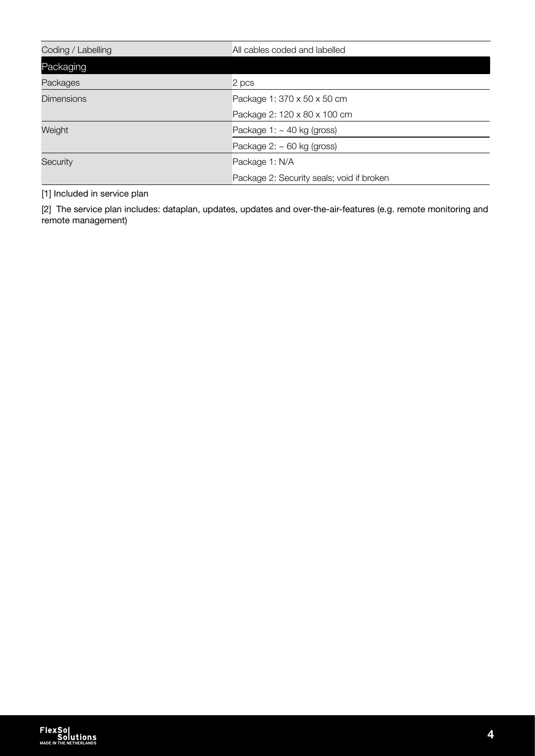| | |
|---|---|
| Coding / Labelling | All cables coded and labelled |
| **Packaging** | |
| Packages | 2 pcs |
| Dimensions | Package 1: 370 x 50 x 50 cm |
| | Package 2: 120 x 80 x 100 cm |
| Weight | Package 1: ~ 40 kg (gross) |
| | Package 2: ~ 60 kg (gross) |
| Security | Package 1: N/A |
| | Package 2: Security seals; void if broken |

[1] Included in service plan

[2] The service plan includes: dataplan, updates, updates and over-the-air-features (e.g. remote monitoring and remote management)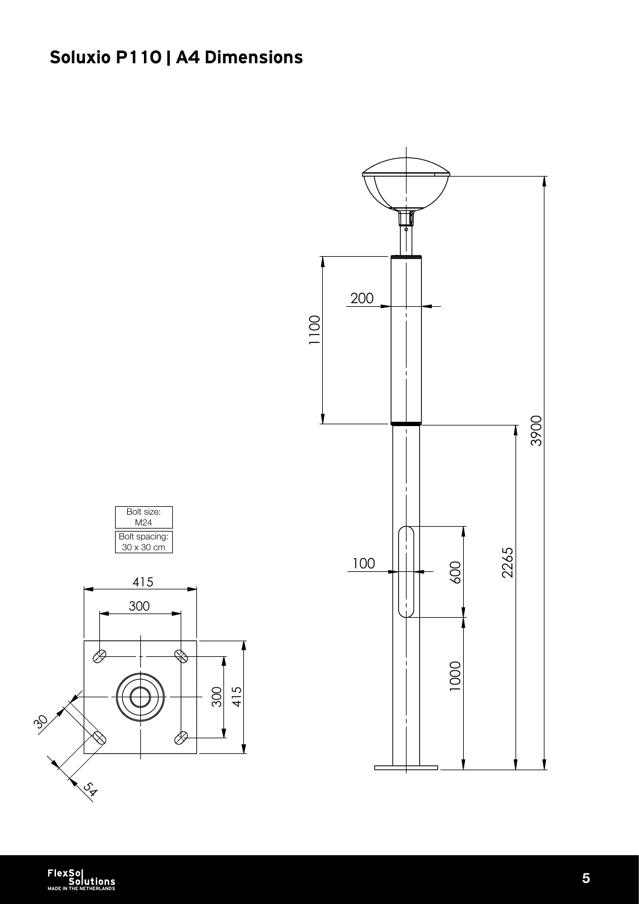# Soluxio P110 | A4 Dimensions

| Bolt size: |
| --- |
| M24 |

| Bolt spacing: |
| --- |
| 30 x 30 cm |

415

300

300

415

30

54

200

1100

3900

2265

100

600

1000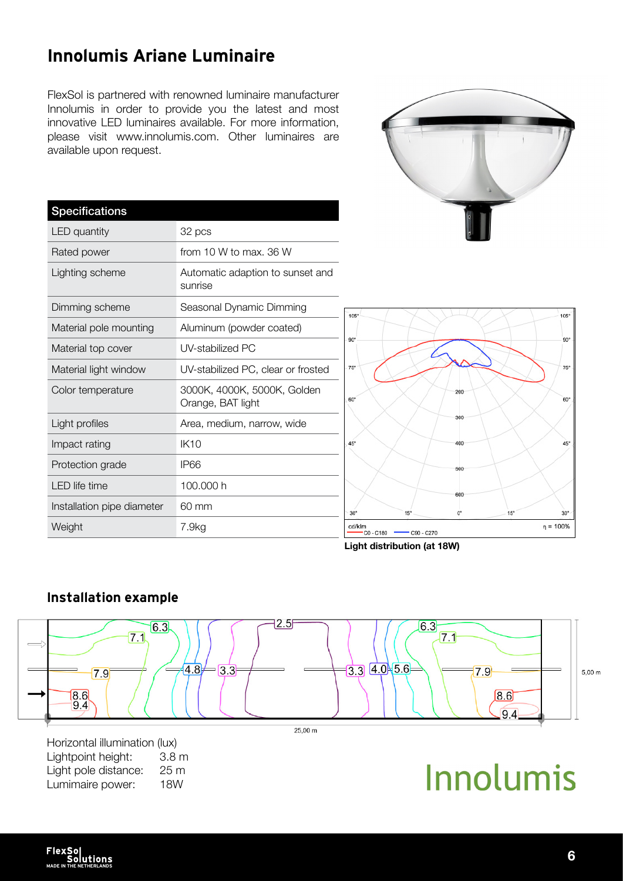# Innolumis Ariane Luminaire

FlexSol is partnered with renowned luminaire manufacturer Innolumis in order to provide you the latest and most innovative LED luminaires available. For more information, please visit www.innolumis.com. Other luminaires are available upon request.

| Specifications | |
|---|---|
| LED quantity | 32 pcs |
| Rated power | from 10 W to max. 36 W |
| Lighting scheme | Automatic adaption to sunset and sunrise |
| Dimming scheme | Seasonal Dynamic Dimming |
| Material pole mounting | Aluminum (powder coated) |
| Material top cover | UV-stabilized PC |
| Material light window | UV-stabilized PC, clear or frosted |
| Color temperature | 3000K, 4000K, 5000K, Golden Orange, BAT light |
| Light profiles | Area, medium, narrow, wide |
| Impact rating | IK10 |
| Protection grade | IP66 |
| LED life time | 100.000 h |
| Installation pipe diameter | 60 mm |
| Weight | 7.9kg |

**Light distribution (at 18W)**

## Installation example

Horizontal illumination (lux)
Lightpoint height: 3.8 m
Light pole distance: 25 m
Lumimaire power: 18W

Innolumis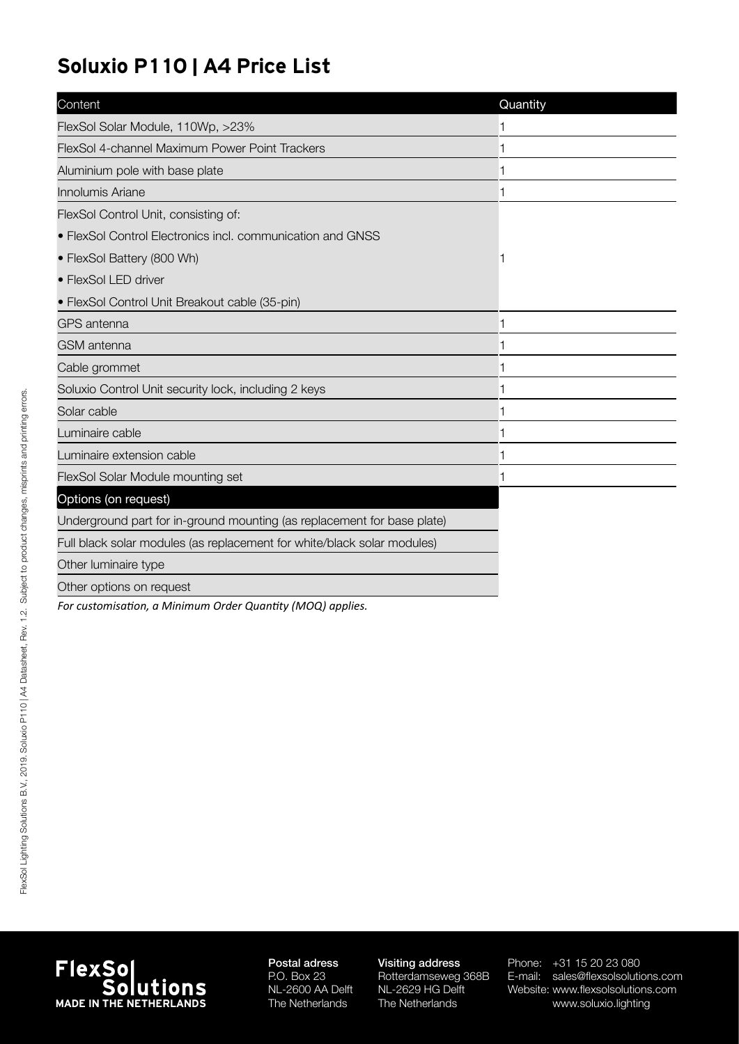# Soluxio P110 | A4 Price List

| Content | Quantity |
|---|---|
| FlexSol Solar Module, 110Wp, >23% | 1 |
| FlexSol 4-channel Maximum Power Point Trackers | 1 |
| Aluminium pole with base plate | 1 |
| Innolumis Ariane | 1 |
| FlexSol Control Unit, consisting of:<br>• FlexSol Control Electronics incl. communication and GNSS<br>• FlexSol Battery (800 Wh)<br>• FlexSol LED driver<br>• FlexSol Control Unit Breakout cable (35-pin) | 1 |
| GPS antenna | 1 |
| GSM antenna | 1 |
| Cable grommet | 1 |
| Soluxio Control Unit security lock, including 2 keys | 1 |
| Solar cable | 1 |
| Luminaire cable | 1 |
| Luminaire extension cable | 1 |
| FlexSol Solar Module mounting set | 1 |

| Options (on request) |
|---|
| Underground part for in-ground mounting (as replacement for base plate) |
| Full black solar modules (as replacement for white/black solar modules) |
| Other luminaire type |
| Other options on request |

*For customisation, a Minimum Order Quantity (MOQ) applies.*

FlexSol Lighting Solutions B.V. 2019, Soluxio P110 | A4 Datasheet, Rev. 1.2. Subject to product changes, misprints and printing errors.

FlexSol Solutions
MADE IN THE NETHERLANDS

**Postal adress**
P.O. Box 23
NL-2600 AA Delft
The Netherlands

**Visiting address**
Rotterdamseweg 368B
NL-2629 HG Delft
The Netherlands

Phone: +31 15 20 23 080
E-mail: sales@flexsolsolutions.com
Website: www.flexsolsolutions.com
www.soluxio.lighting